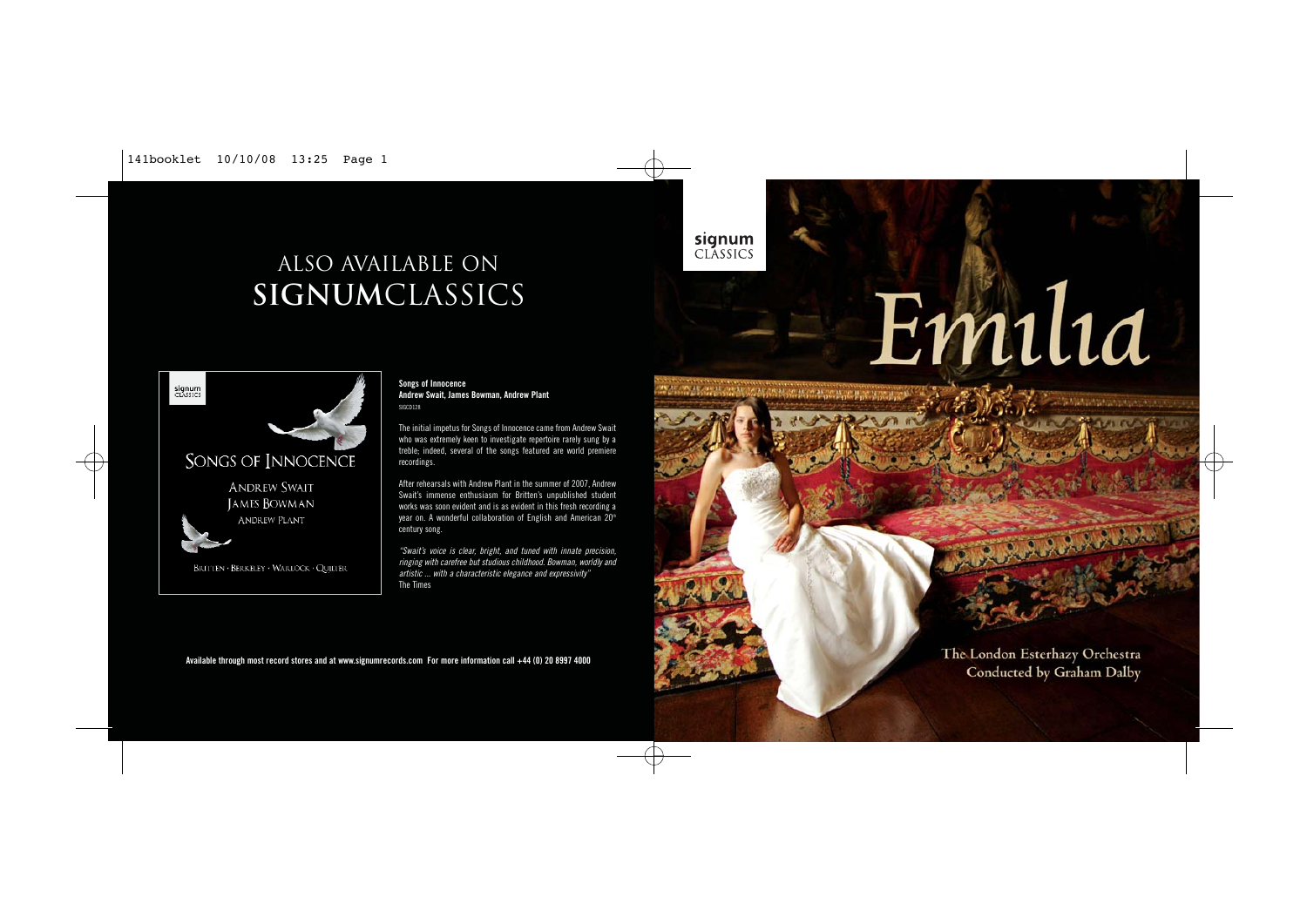# ALSO AVAILABLE ON **SIGNUM**CLASSICS

signum CLASSICS

SONGS OF INNOCENCE

ANDREW SWAIT
JAMES BOWMAN
ANDREW PLANT

BRITTEN · BERKELEY · WARLOCK · QUILTER

**Songs of Innocence**
**Andrew Swait, James Bowman, Andrew Plant**
SIGCD128

The initial impetus for Songs of Innocence came from Andrew Swait who was extremely keen to investigate repertoire rarely sung by a treble; indeed, several of the songs featured are world premiere recordings.

After rehearsals with Andrew Plant in the summer of 2007, Andrew Swait's immense enthusiasm for Britten's unpublished student works was soon evident and is as evident in this fresh recording a year on. A wonderful collaboration of English and American 20th century song.

*"Swait's voice is clear, bright, and tuned with innate precision, ringing with carefree but studious childhood. Bowman, worldly and artistic ... with a characteristic elegance and expressivity"*
The Times

**Available through most record stores and at www.signumrecords.com For more information call +44 (0) 20 8997 4000**

signum CLASSICS

# Emilia

The London Esterhazy Orchestra
Conducted by Graham Dalby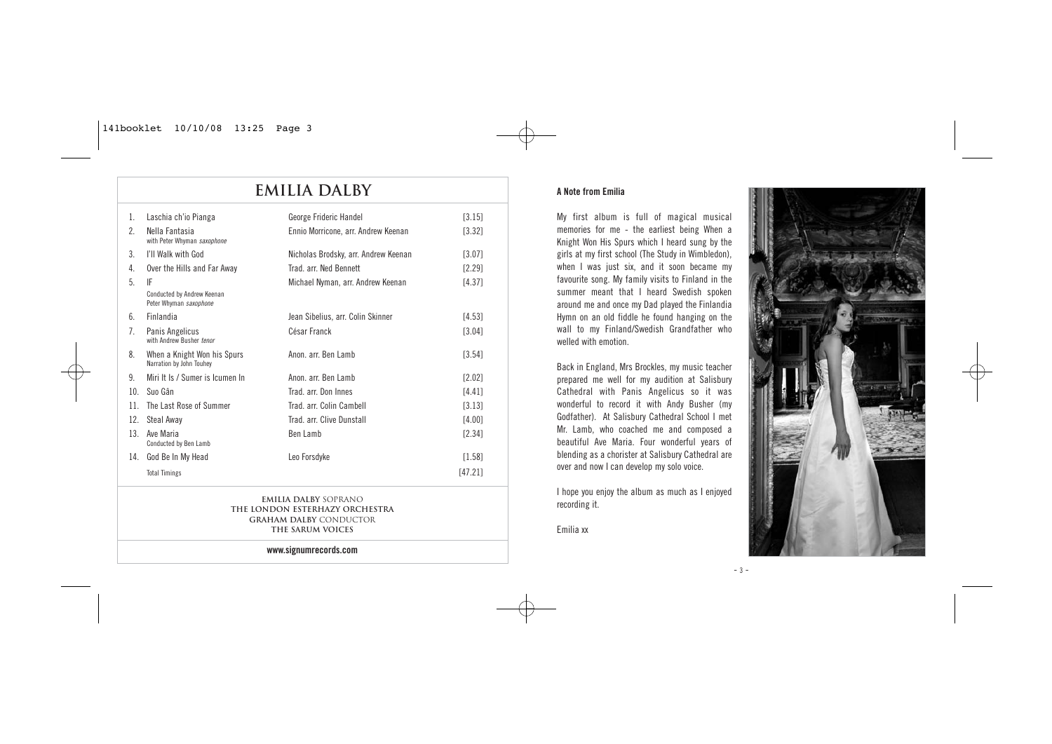# EMILIA DALBY

| | | | |
|---|---|---|---|
| 1. | Laschia ch'io Pianga | George Frideric Handel | [3.15] |
| 2. | Nella Fantasia<br>with Peter Whyman *saxophone* | Ennio Morricone, arr. Andrew Keenan | [3.32] |
| 3. | I'll Walk with God | Nicholas Brodsky, arr. Andrew Keenan | [3.07] |
| 4. | Over the Hills and Far Away | Trad. arr. Ned Bennett | [2.29] |
| 5. | IF<br>Conducted by Andrew Keenan<br>Peter Whyman *saxophone* | Michael Nyman, arr. Andrew Keenan | [4.37] |
| 6. | Finlandia | Jean Sibelius, arr. Colin Skinner | [4.53] |
| 7. | Panis Angelicus<br>with Andrew Busher *tenor* | César Franck | [3.04] |
| 8. | When a Knight Won his Spurs<br>Narration by John Touhey | Anon. arr. Ben Lamb | [3.54] |
| 9. | Miri It Is / Sumer is Icumen In | Anon. arr. Ben Lamb | [2.02] |
| 10. | Suo Gân | Trad. arr. Don Innes | [4.41] |
| 11. | The Last Rose of Summer | Trad. arr. Colin Cambell | [3.13] |
| 12. | Steal Away | Trad. arr. Clive Dunstall | [4.00] |
| 13. | Ave Maria<br>Conducted by Ben Lamb | Ben Lamb | [2.34] |
| 14. | God Be In My Head | Leo Forsdyke | [1.58] |
| | Total Timings | | [47.21] |

**EMILIA DALBY** SOPRANO
**THE LONDON ESTERHAZY ORCHESTRA**
**GRAHAM DALBY** CONDUCTOR
**THE SARUM VOICES**

**www.signumrecords.com**

### A Note from Emilia

My first album is full of magical musical memories for me - the earliest being When a Knight Won His Spurs which I heard sung by the girls at my first school (The Study in Wimbledon), when I was just six, and it soon became my favourite song. My family visits to Finland in the summer meant that I heard Swedish spoken around me and once my Dad played the Finlandia Hymn on an old fiddle he found hanging on the wall to my Finland/Swedish Grandfather who welled with emotion.

Back in England, Mrs Brockles, my music teacher prepared me well for my audition at Salisbury Cathedral with Panis Angelicus so it was wonderful to record it with Andy Busher (my Godfather). At Salisbury Cathedral School I met Mr. Lamb, who coached me and composed a beautiful Ave Maria. Four wonderful years of blending as a chorister at Salisbury Cathedral are over and now I can develop my solo voice.

I hope you enjoy the album as much as I enjoyed recording it.

Emilia xx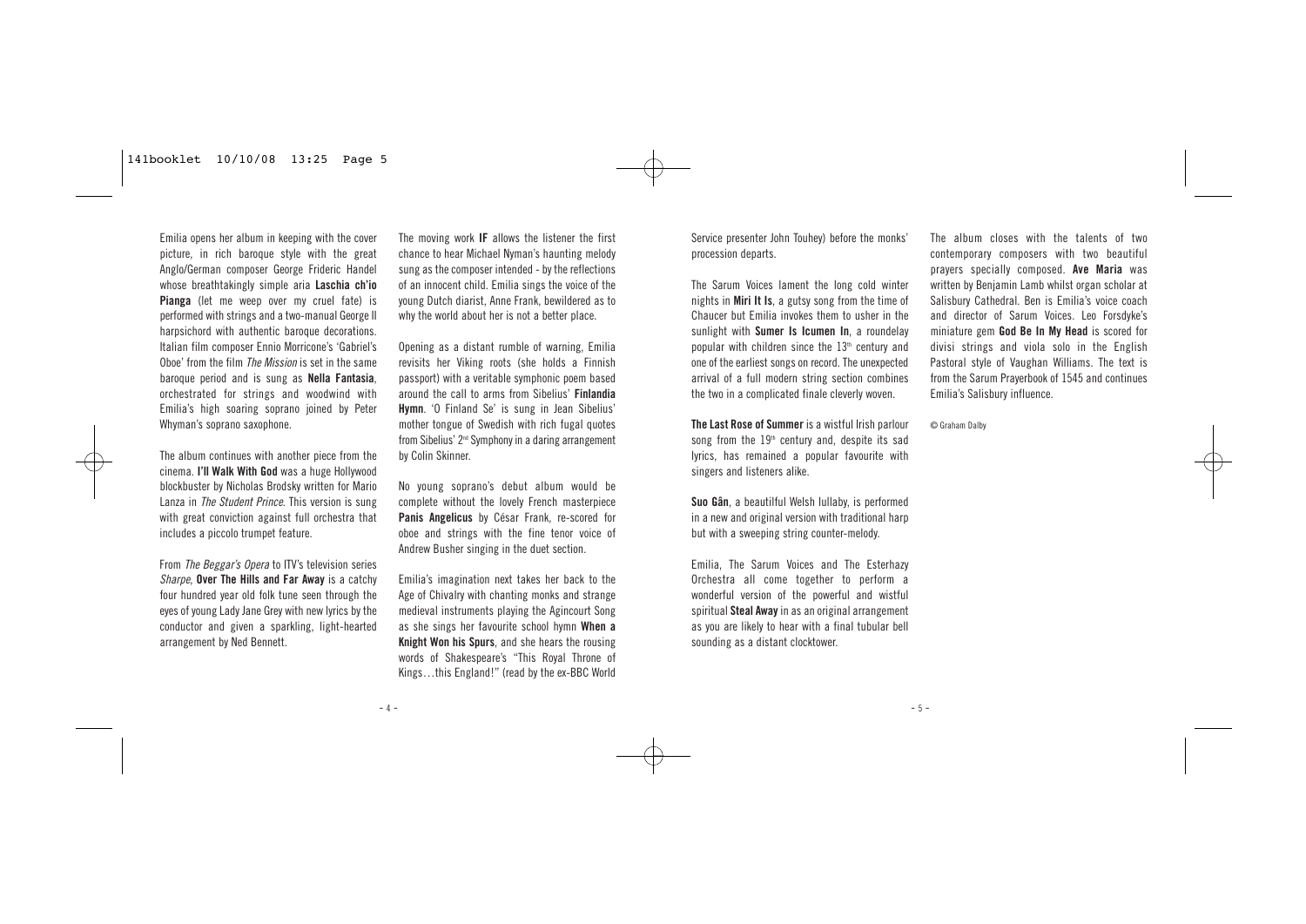Emilia opens her album in keeping with the cover picture, in rich baroque style with the great Anglo/German composer George Frideric Handel whose breathtakingly simple aria **Laschia ch'io Pianga** (let me weep over my cruel fate) is performed with strings and a two-manual George II harpsichord with authentic baroque decorations. Italian film composer Ennio Morricone's 'Gabriel's Oboe' from the film *The Mission* is set in the same baroque period and is sung as **Nella Fantasia**, orchestrated for strings and woodwind with Emilia's high soaring soprano joined by Peter Whyman's soprano saxophone.

The album continues with another piece from the cinema. **I'll Walk With God** was a huge Hollywood blockbuster by Nicholas Brodsky written for Mario Lanza in *The Student Prince*. This version is sung with great conviction against full orchestra that includes a piccolo trumpet feature.

From *The Beggar's Opera* to ITV's television series *Sharpe*, **Over The Hills and Far Away** is a catchy four hundred year old folk tune seen through the eyes of young Lady Jane Grey with new lyrics by the conductor and given a sparkling, light-hearted arrangement by Ned Bennett.

The moving work **IF** allows the listener the first chance to hear Michael Nyman's haunting melody sung as the composer intended - by the reflections of an innocent child. Emilia sings the voice of the young Dutch diarist, Anne Frank, bewildered as to why the world about her is not a better place.

Opening as a distant rumble of warning, Emilia revisits her Viking roots (she holds a Finnish passport) with a veritable symphonic poem based around the call to arms from Sibelius' **Finlandia Hymn**. 'O Finland Se' is sung in Jean Sibelius' mother tongue of Swedish with rich fugal quotes from Sibelius' 2nd Symphony in a daring arrangement by Colin Skinner.

No young soprano's debut album would be complete without the lovely French masterpiece **Panis Angelicus** by César Frank, re-scored for oboe and strings with the fine tenor voice of Andrew Busher singing in the duet section.

Emilia's imagination next takes her back to the Age of Chivalry with chanting monks and strange medieval instruments playing the Agincourt Song as she sings her favourite school hymn **When a Knight Won his Spurs**, and she hears the rousing words of Shakespeare's "This Royal Throne of Kings…this England!" (read by the ex-BBC World Service presenter John Touhey) before the monks' procession departs.

The Sarum Voices lament the long cold winter nights in **Miri It Is**, a gutsy song from the time of Chaucer but Emilia invokes them to usher in the sunlight with **Sumer Is Icumen In**, a roundelay popular with children since the 13th century and one of the earliest songs on record. The unexpected arrival of a full modern string section combines the two in a complicated finale cleverly woven.

**The Last Rose of Summer** is a wistful Irish parlour song from the 19th century and, despite its sad lyrics, has remained a popular favourite with singers and listeners alike.

**Suo Gân**, a beautilful Welsh lullaby, is performed in a new and original version with traditional harp but with a sweeping string counter-melody.

Emilia, The Sarum Voices and The Esterhazy Orchestra all come together to perform a wonderful version of the powerful and wistful spiritual **Steal Away** in as an original arrangement as you are likely to hear with a final tubular bell sounding as a distant clocktower.

The album closes with the talents of two contemporary composers with two beautiful prayers specially composed. **Ave Maria** was written by Benjamin Lamb whilst organ scholar at Salisbury Cathedral. Ben is Emilia's voice coach and director of Sarum Voices. Leo Forsdyke's miniature gem **God Be In My Head** is scored for divisi strings and viola solo in the English Pastoral style of Vaughan Williams. The text is from the Sarum Prayerbook of 1545 and continues Emilia's Salisbury influence.

© Graham Dalby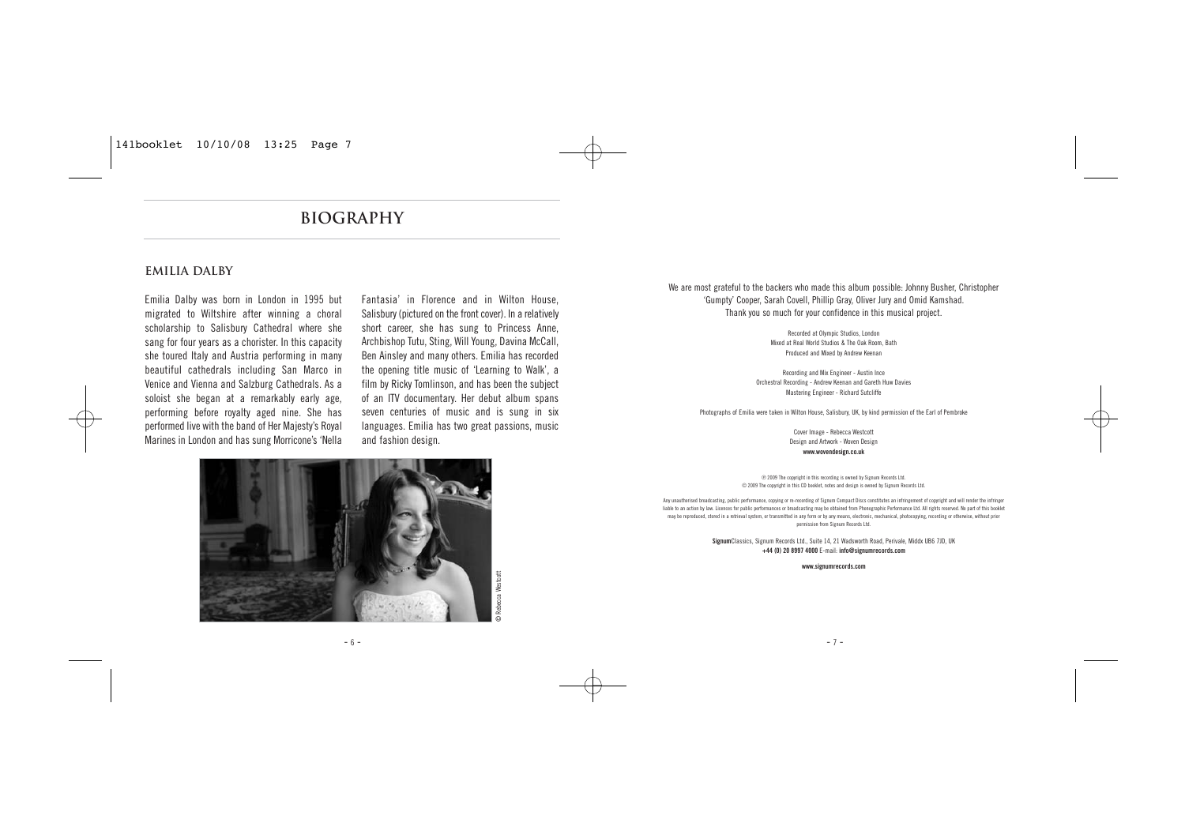# BIOGRAPHY

## EMILIA DALBY

Emilia Dalby was born in London in 1995 but migrated to Wiltshire after winning a choral scholarship to Salisbury Cathedral where she sang for four years as a chorister. In this capacity she toured Italy and Austria performing in many beautiful cathedrals including San Marco in Venice and Vienna and Salzburg Cathedrals. As a soloist she began at a remarkably early age, performing before royalty aged nine. She has performed live with the band of Her Majesty's Royal Marines in London and has sung Morricone's 'Nella Fantasia' in Florence and in Wilton House, Salisbury (pictured on the front cover). In a relatively short career, she has sung to Princess Anne, Archbishop Tutu, Sting, Will Young, Davina McCall, Ben Ainsley and many others. Emilia has recorded the opening title music of 'Learning to Walk', a film by Ricky Tomlinson, and has been the subject of an ITV documentary. Her debut album spans seven centuries of music and is sung in six languages. Emilia has two great passions, music and fashion design.

© Rebecca Westcott

We are most grateful to the backers who made this album possible: Johnny Busher, Christopher 'Gumpty' Cooper, Sarah Covell, Phillip Gray, Oliver Jury and Omid Kamshad. Thank you so much for your confidence in this musical project.

Recorded at Olympic Studios, London
Mixed at Real World Studios & The Oak Room, Bath
Produced and Mixed by Andrew Keenan

Recording and Mix Engineer - Austin Ince
Orchestral Recording - Andrew Keenan and Gareth Huw Davies
Mastering Engineer - Richard Sutcliffe

Photographs of Emilia were taken in Wilton House, Salisbury, UK, by kind permission of the Earl of Pembroke

Cover Image - Rebecca Westcott
Design and Artwork - Woven Design
**www.wovendesign.co.uk**

℗ 2009 The copyright in this recording is owned by Signum Records Ltd.
© 2009 The copyright in this CD booklet, notes and design is owned by Signum Records Ltd.

Any unauthorised broadcasting, public performance, copying or re-recording of Signum Compact Discs constitutes an infringement of copyright and will render the infringer liable to an action by law. Licences for public performances or broadcasting may be obtained from Phonographic Performance Ltd. All rights reserved. No part of this booklet may be reproduced, stored in a retrieval system, or transmitted in any form or by any means, electronic, mechanical, photocopying, recording or otherwise, without prior permission from Signum Records Ltd.

**Signum**Classics, Signum Records Ltd., Suite 14, 21 Wadsworth Road, Perivale, Middx UB6 7JD, UK
**+44 (0) 20 8997 4000** E-mail: **info@signumrecords.com**

**www.signumrecords.com**